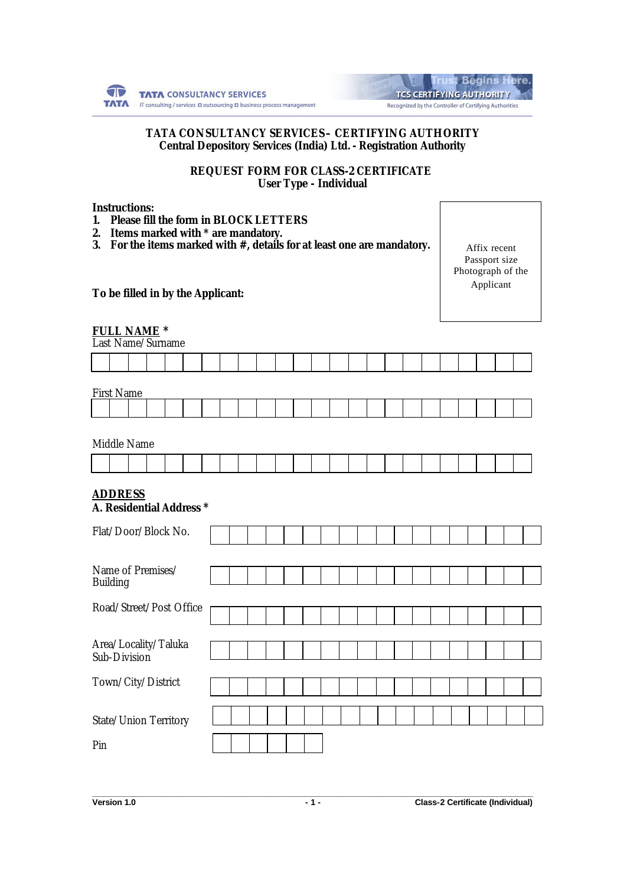TATA CONSULTANCY SERVICES
IT consulting / services ▫ outsourcing ▫ business process management

Trust Begins Here.
TCS CERTIFYING AUTHORITY
Recognized by the Controller of Certifying Authorities

# TATA CONSULTANCY SERVICES– CERTIFYING AUTHORITY
## Central Depository Services (India) Ltd. - Registration Authority

## REQUEST FORM FOR CLASS-2 CERTIFICATE
### User Type - Individual

**Instructions:**

1. **Please fill the form in BLOCK LETTERS**
2. **Items marked with * are mandatory.**
3. **For the items marked with #, details for at least one are mandatory.**

Affix recent Passport size Photograph of the Applicant

**To be filled in by the Applicant:**

**FULL NAME ***

Last Name/Surname

| | | | | | | | | | | | | | | | | | | | | | | | |
|---|---|---|---|---|---|---|---|---|---|---|---|---|---|---|---|---|---|---|---|---|---|---|---|

First Name

| | | | | | | | | | | | | | | | | | | | | | | | |
|---|---|---|---|---|---|---|---|---|---|---|---|---|---|---|---|---|---|---|---|---|---|---|---|

Middle Name

| | | | | | | | | | | | | | | | | | | | | | | | |
|---|---|---|---|---|---|---|---|---|---|---|---|---|---|---|---|---|---|---|---|---|---|---|---|

**ADDRESS**

**A. Residential Address ***

Flat/Door/Block No.

Name of Premises/ Building

Road/Street/Post Office

Area/Locality/Taluka Sub-Division

Town/City/District

State/Union Territory

Pin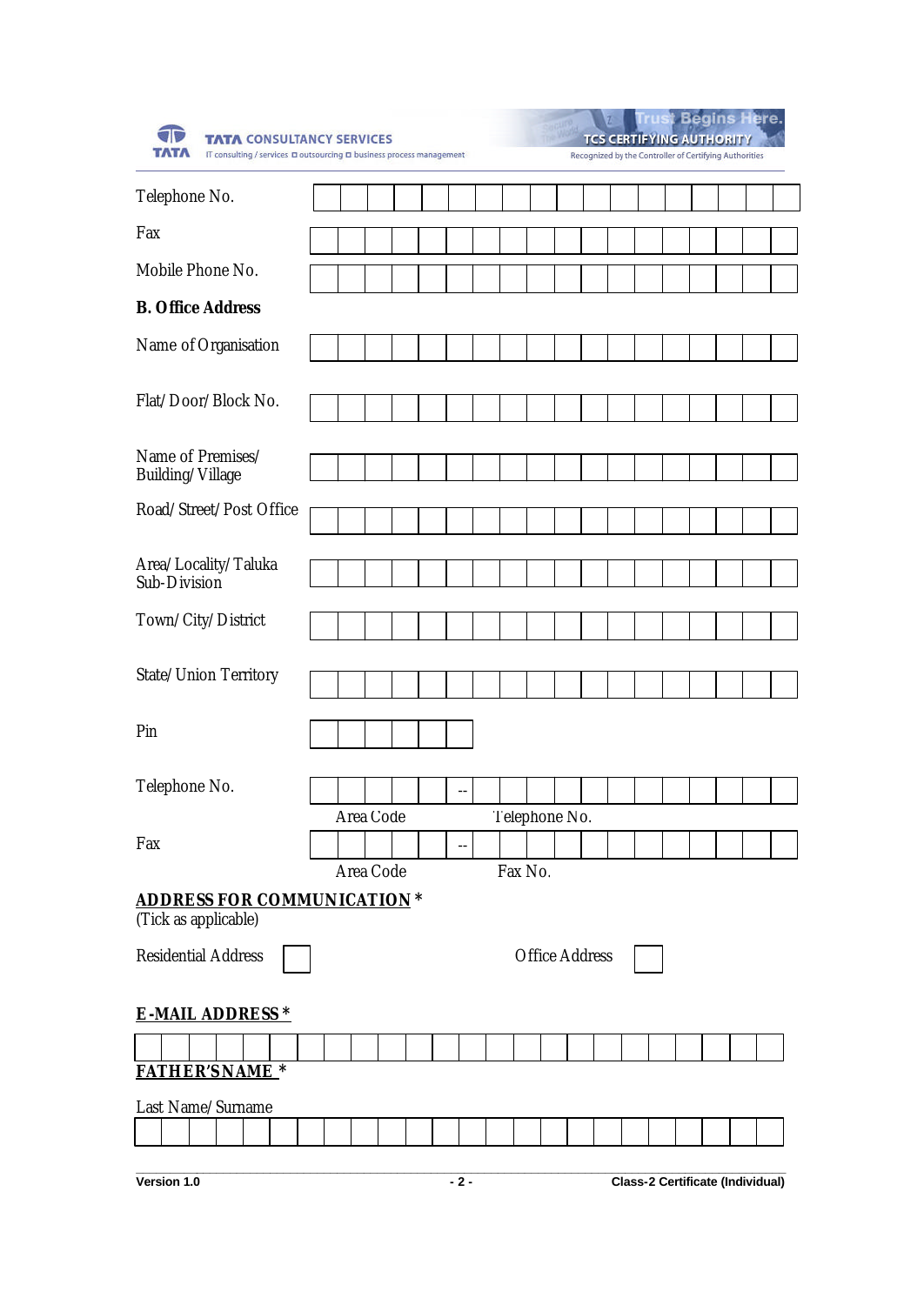Telephone No.

Fax

Mobile Phone No.

**B. Office Address**

Name of Organisation

Flat/Door/Block No.

Name of Premises/ Building/Village

Road/Street/Post Office

Area/Locality/Taluka Sub-Division

Town/City/District

State/Union Territory

Pin

Telephone No. -- 
Area Code Telephone No.

Fax -- 
Area Code Fax No.

**ADDRESS FOR COMMUNICATION** *
(Tick as applicable)

Residential Address ☐ Office Address ☐

**E-MAIL ADDRESS** *

**FATHER'SNAME** *

Last Name/Surname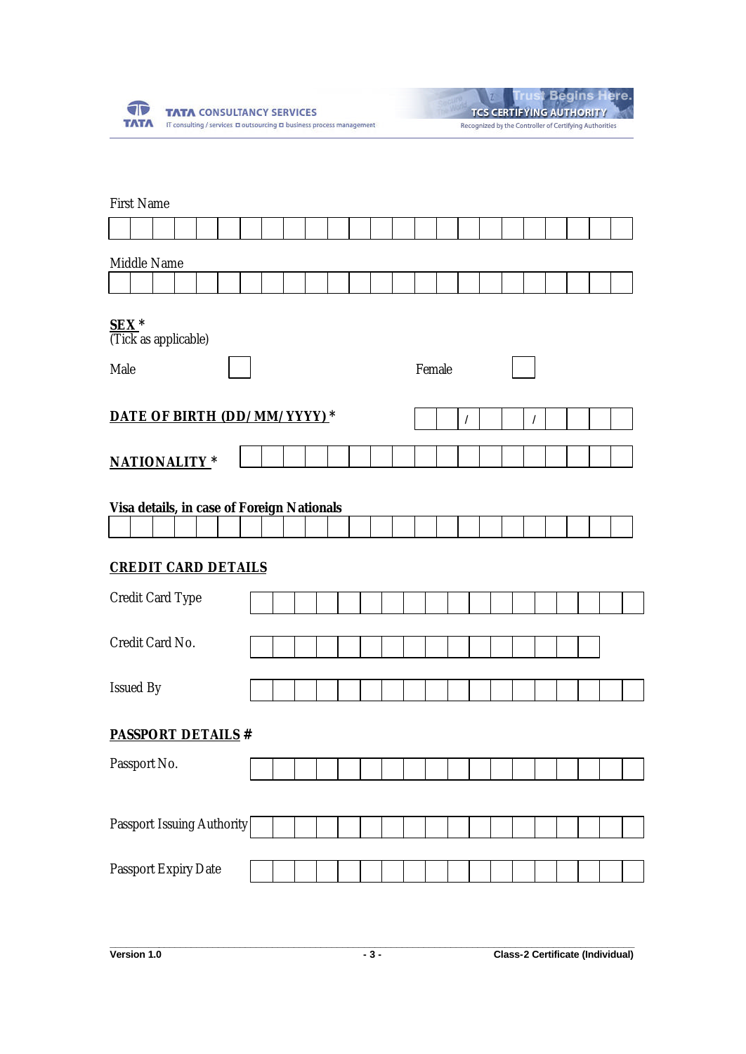First Name

Middle Name

**SEX** *
(Tick as applicable)

Male ☐ Female ☐

**DATE OF BIRTH (DD/MM/YYYY)** * __ __ / __ __ / __ __ __ __

**NATIONALITY** *

**Visa details, in case of Foreign Nationals**

**CREDIT CARD DETAILS**

Credit Card Type

Credit Card No.

Issued By

**PASSPORT DETAILS #**

Passport No.

Passport Issuing Authority

Passport Expiry Date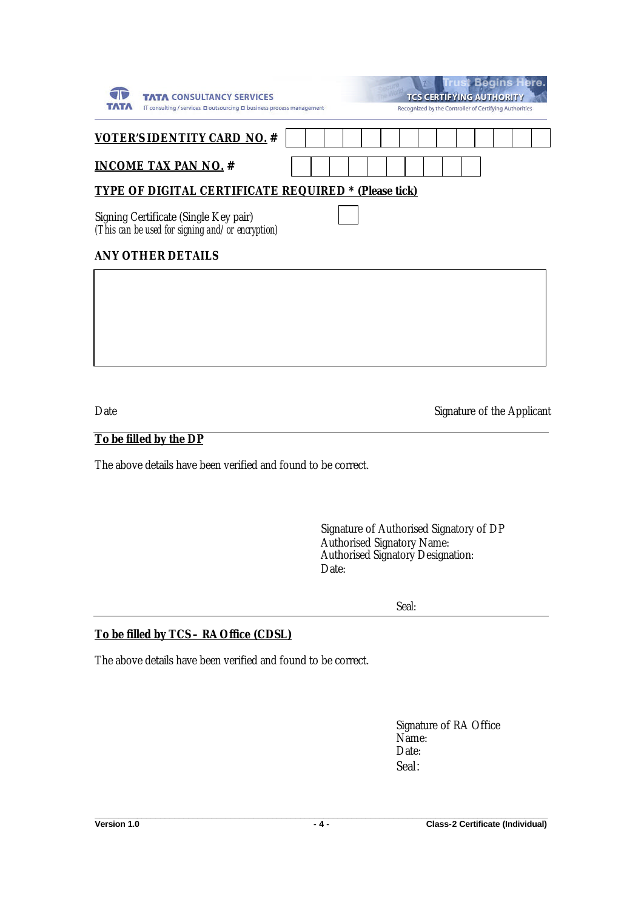**VOTER'S IDENTITY CARD NO. #**

**INCOME TAX PAN NO. #**

**TYPE OF DIGITAL CERTIFICATE REQUIRED * (Please tick)**

Signing Certificate (Single Key pair)
*(This can be used for signing and/or encryption)*

**ANY OTHER DETAILS**

Date

Signature of the Applicant

**To be filled by the DP**

The above details have been verified and found to be correct.

Signature of Authorised Signatory of DP
Authorised Signatory Name:
Authorised Signatory Designation:
Date:

Seal:

**To be filled by TCS – RA Office (CDSL)**

The above details have been verified and found to be correct.

Signature of RA Office
Name:
Date:
Seal: